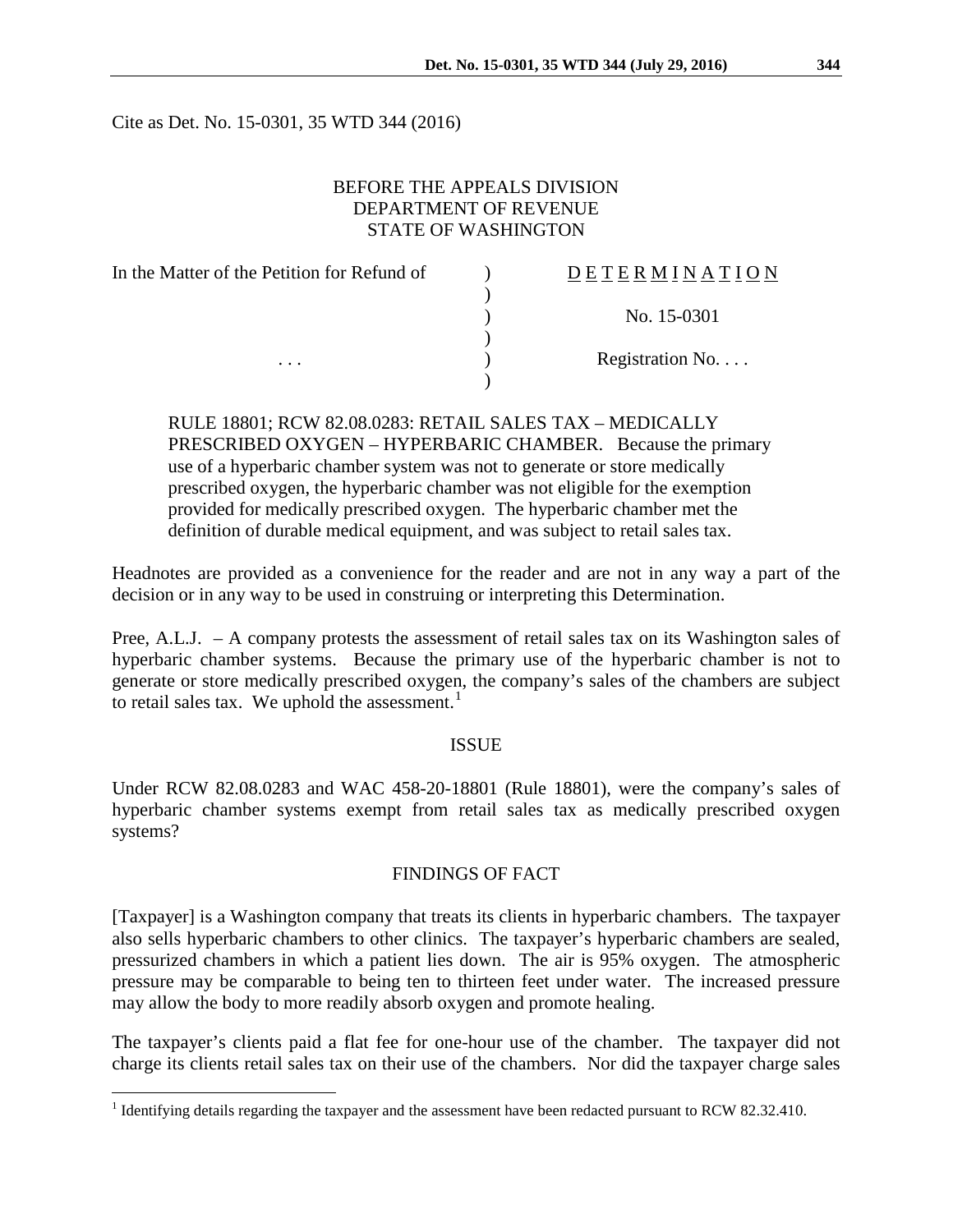Cite as Det. No. 15-0301, 35 WTD 344 (2016)

BEFORE THE APPEALS DIVISION
DEPARTMENT OF REVENUE
STATE OF WASHINGTON

| In the Matter of the Petition for Refund of | ) | D E T E R M I N A T I O N |
|---|---|---|
| | ) | |
| | ) | No. 15-0301 |
| | ) | |
| . . . | ) | Registration No. . . . |
| | ) | |

RULE 18801; RCW 82.08.0283: RETAIL SALES TAX – MEDICALLY PRESCRIBED OXYGEN – HYPERBARIC CHAMBER. Because the primary use of a hyperbaric chamber system was not to generate or store medically prescribed oxygen, the hyperbaric chamber was not eligible for the exemption provided for medically prescribed oxygen. The hyperbaric chamber met the definition of durable medical equipment, and was subject to retail sales tax.

Headnotes are provided as a convenience for the reader and are not in any way a part of the decision or in any way to be used in construing or interpreting this Determination.

Pree, A.L.J. – A company protests the assessment of retail sales tax on its Washington sales of hyperbaric chamber systems. Because the primary use of the hyperbaric chamber is not to generate or store medically prescribed oxygen, the company's sales of the chambers are subject to retail sales tax. We uphold the assessment.[1]

## ISSUE

Under RCW 82.08.0283 and WAC 458-20-18801 (Rule 18801), were the company's sales of hyperbaric chamber systems exempt from retail sales tax as medically prescribed oxygen systems?

## FINDINGS OF FACT

[Taxpayer] is a Washington company that treats its clients in hyperbaric chambers. The taxpayer also sells hyperbaric chambers to other clinics. The taxpayer's hyperbaric chambers are sealed, pressurized chambers in which a patient lies down. The air is 95% oxygen. The atmospheric pressure may be comparable to being ten to thirteen feet under water. The increased pressure may allow the body to more readily absorb oxygen and promote healing.

The taxpayer's clients paid a flat fee for one-hour use of the chamber. The taxpayer did not charge its clients retail sales tax on their use of the chambers. Nor did the taxpayer charge sales

[1] Identifying details regarding the taxpayer and the assessment have been redacted pursuant to RCW 82.32.410.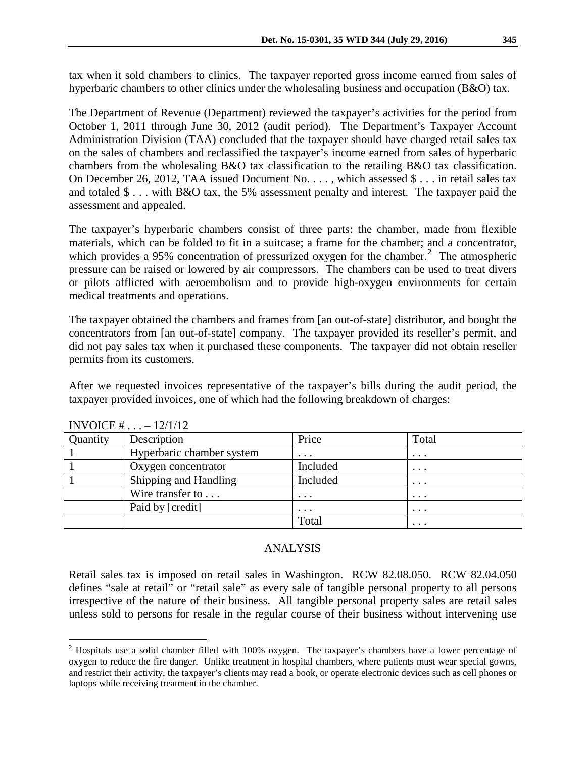tax when it sold chambers to clinics. The taxpayer reported gross income earned from sales of hyperbaric chambers to other clinics under the wholesaling business and occupation (B&O) tax.

The Department of Revenue (Department) reviewed the taxpayer's activities for the period from October 1, 2011 through June 30, 2012 (audit period). The Department's Taxpayer Account Administration Division (TAA) concluded that the taxpayer should have charged retail sales tax on the sales of chambers and reclassified the taxpayer's income earned from sales of hyperbaric chambers from the wholesaling B&O tax classification to the retailing B&O tax classification. On December 26, 2012, TAA issued Document No. . . . , which assessed $ . . . in retail sales tax and totaled $ . . . with B&O tax, the 5% assessment penalty and interest. The taxpayer paid the assessment and appealed.

The taxpayer's hyperbaric chambers consist of three parts: the chamber, made from flexible materials, which can be folded to fit in a suitcase; a frame for the chamber; and a concentrator, which provides a 95% concentration of pressurized oxygen for the chamber.[2] The atmospheric pressure can be raised or lowered by air compressors. The chambers can be used to treat divers or pilots afflicted with aeroembolism and to provide high-oxygen environments for certain medical treatments and operations.

The taxpayer obtained the chambers and frames from [an out-of-state] distributor, and bought the concentrators from [an out-of-state] company. The taxpayer provided its reseller's permit, and did not pay sales tax when it purchased these components. The taxpayer did not obtain reseller permits from its customers.

After we requested invoices representative of the taxpayer's bills during the audit period, the taxpayer provided invoices, one of which had the following breakdown of charges:

INVOICE # . . . – 12/1/12

| Quantity | Description | Price | Total |
|---|---|---|---|
| 1 | Hyperbaric chamber system | . . . | . . . |
| 1 | Oxygen concentrator | Included | . . . |
| 1 | Shipping and Handling | Included | . . . |
| | Wire transfer to . . . | . . . | . . . |
| | Paid by [credit] | . . . | . . . |
| | | Total | . . . |

## ANALYSIS

Retail sales tax is imposed on retail sales in Washington. RCW 82.08.050. RCW 82.04.050 defines "sale at retail" or "retail sale" as every sale of tangible personal property to all persons irrespective of the nature of their business. All tangible personal property sales are retail sales unless sold to persons for resale in the regular course of their business without intervening use

---

[2] Hospitals use a solid chamber filled with 100% oxygen. The taxpayer's chambers have a lower percentage of oxygen to reduce the fire danger. Unlike treatment in hospital chambers, where patients must wear special gowns, and restrict their activity, the taxpayer's clients may read a book, or operate electronic devices such as cell phones or laptops while receiving treatment in the chamber.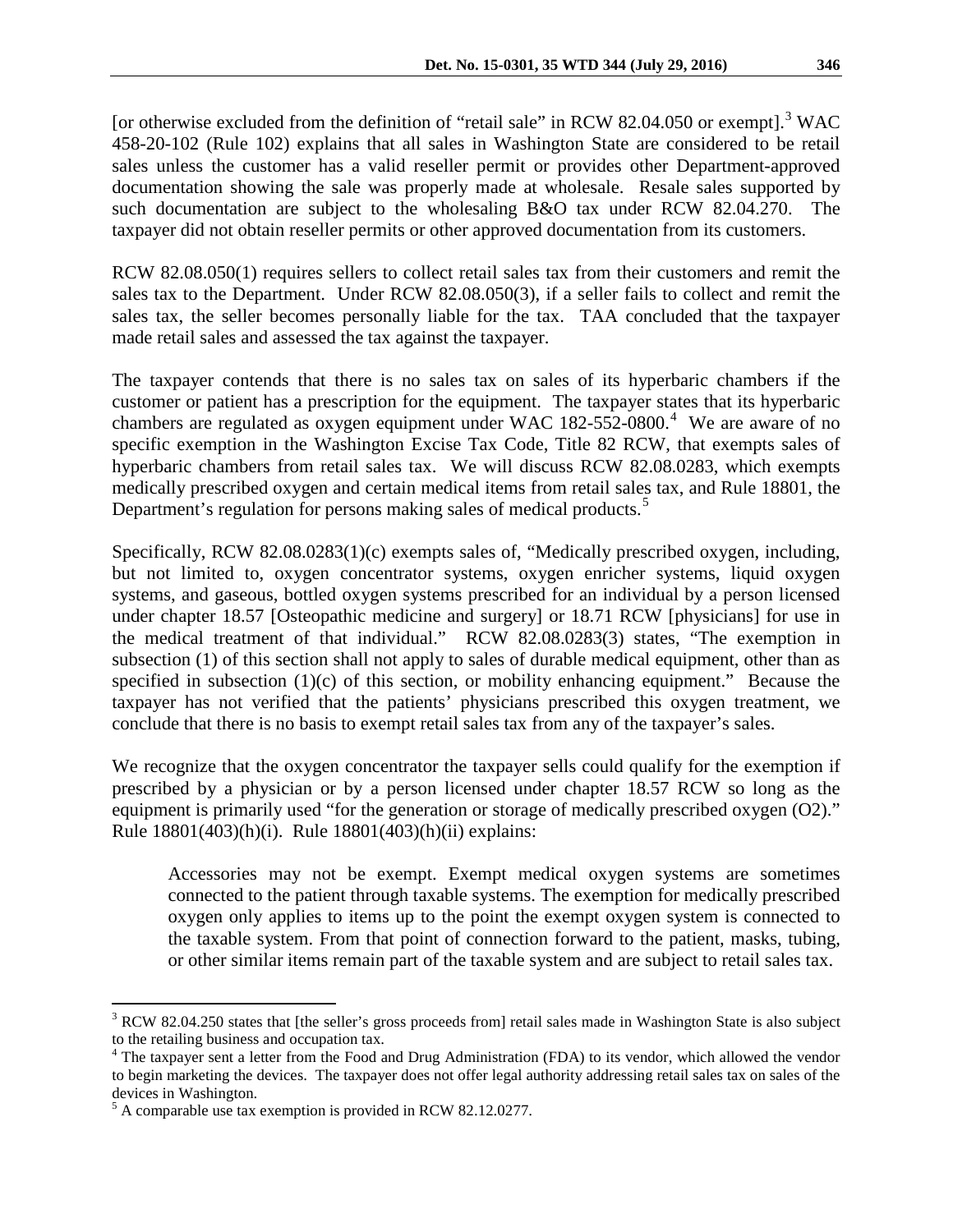[or otherwise excluded from the definition of "retail sale" in RCW 82.04.050 or exempt].[3] WAC 458-20-102 (Rule 102) explains that all sales in Washington State are considered to be retail sales unless the customer has a valid reseller permit or provides other Department-approved documentation showing the sale was properly made at wholesale. Resale sales supported by such documentation are subject to the wholesaling B&O tax under RCW 82.04.270. The taxpayer did not obtain reseller permits or other approved documentation from its customers.

RCW 82.08.050(1) requires sellers to collect retail sales tax from their customers and remit the sales tax to the Department. Under RCW 82.08.050(3), if a seller fails to collect and remit the sales tax, the seller becomes personally liable for the tax. TAA concluded that the taxpayer made retail sales and assessed the tax against the taxpayer.

The taxpayer contends that there is no sales tax on sales of its hyperbaric chambers if the customer or patient has a prescription for the equipment. The taxpayer states that its hyperbaric chambers are regulated as oxygen equipment under WAC 182-552-0800.[4] We are aware of no specific exemption in the Washington Excise Tax Code, Title 82 RCW, that exempts sales of hyperbaric chambers from retail sales tax. We will discuss RCW 82.08.0283, which exempts medically prescribed oxygen and certain medical items from retail sales tax, and Rule 18801, the Department's regulation for persons making sales of medical products.[5]

Specifically, RCW 82.08.0283(1)(c) exempts sales of, "Medically prescribed oxygen, including, but not limited to, oxygen concentrator systems, oxygen enricher systems, liquid oxygen systems, and gaseous, bottled oxygen systems prescribed for an individual by a person licensed under chapter 18.57 [Osteopathic medicine and surgery] or 18.71 RCW [physicians] for use in the medical treatment of that individual." RCW 82.08.0283(3) states, "The exemption in subsection (1) of this section shall not apply to sales of durable medical equipment, other than as specified in subsection (1)(c) of this section, or mobility enhancing equipment." Because the taxpayer has not verified that the patients' physicians prescribed this oxygen treatment, we conclude that there is no basis to exempt retail sales tax from any of the taxpayer's sales.

We recognize that the oxygen concentrator the taxpayer sells could qualify for the exemption if prescribed by a physician or by a person licensed under chapter 18.57 RCW so long as the equipment is primarily used "for the generation or storage of medically prescribed oxygen (O2)." Rule 18801(403)(h)(i). Rule 18801(403)(h)(ii) explains:

> Accessories may not be exempt. Exempt medical oxygen systems are sometimes connected to the patient through taxable systems. The exemption for medically prescribed oxygen only applies to items up to the point the exempt oxygen system is connected to the taxable system. From that point of connection forward to the patient, masks, tubing, or other similar items remain part of the taxable system and are subject to retail sales tax.

---

[3] RCW 82.04.250 states that [the seller's gross proceeds from] retail sales made in Washington State is also subject to the retailing business and occupation tax.

[4] The taxpayer sent a letter from the Food and Drug Administration (FDA) to its vendor, which allowed the vendor to begin marketing the devices. The taxpayer does not offer legal authority addressing retail sales tax on sales of the devices in Washington.

[5] A comparable use tax exemption is provided in RCW 82.12.0277.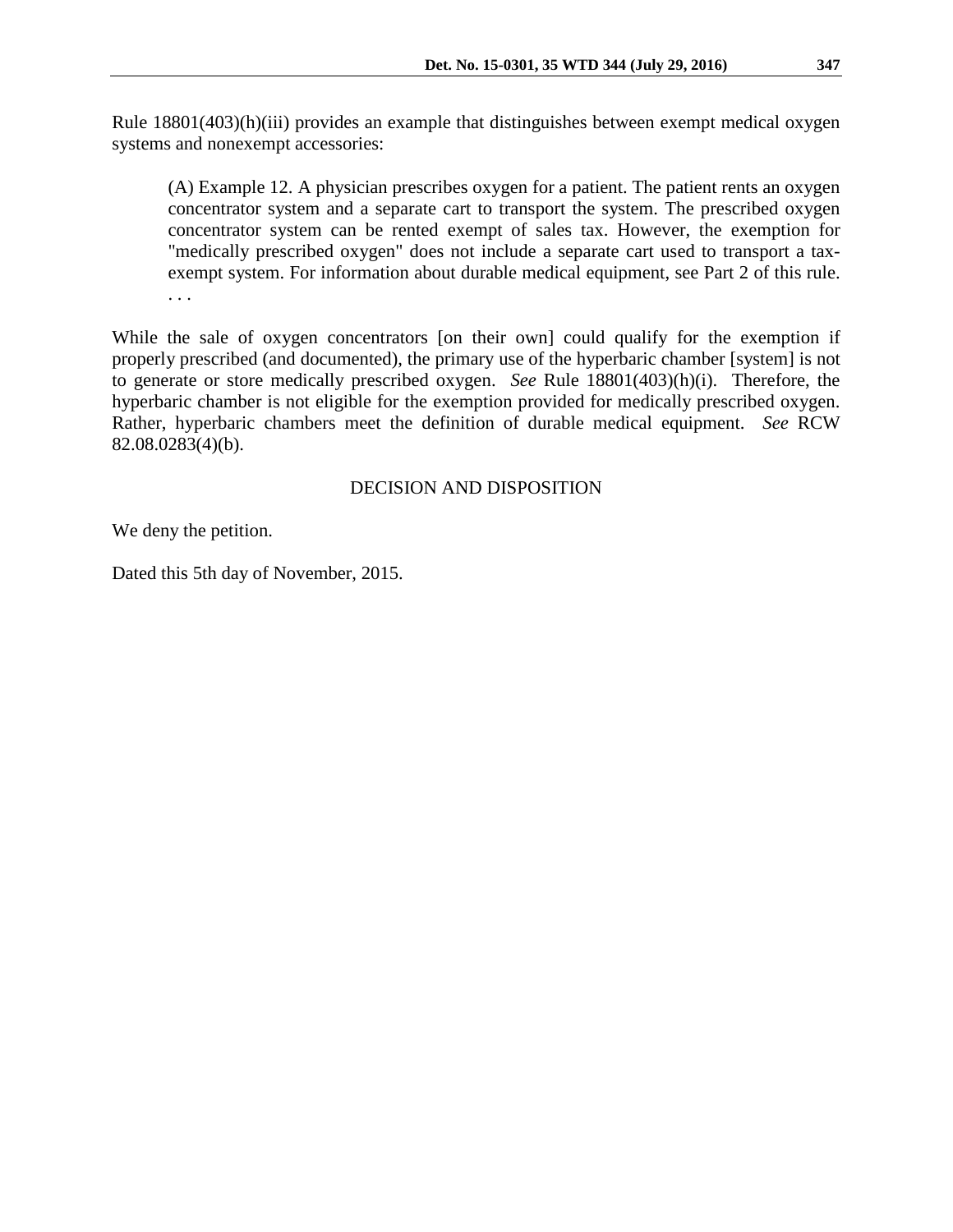Rule 18801(403)(h)(iii) provides an example that distinguishes between exempt medical oxygen systems and nonexempt accessories:

> (A) Example 12. A physician prescribes oxygen for a patient. The patient rents an oxygen concentrator system and a separate cart to transport the system. The prescribed oxygen concentrator system can be rented exempt of sales tax. However, the exemption for "medically prescribed oxygen" does not include a separate cart used to transport a tax-exempt system. For information about durable medical equipment, see Part 2 of this rule. . . .

While the sale of oxygen concentrators [on their own] could qualify for the exemption if properly prescribed (and documented), the primary use of the hyperbaric chamber [system] is not to generate or store medically prescribed oxygen. *See* Rule 18801(403)(h)(i). Therefore, the hyperbaric chamber is not eligible for the exemption provided for medically prescribed oxygen. Rather, hyperbaric chambers meet the definition of durable medical equipment. *See* RCW 82.08.0283(4)(b).

## DECISION AND DISPOSITION

We deny the petition.

Dated this 5th day of November, 2015.